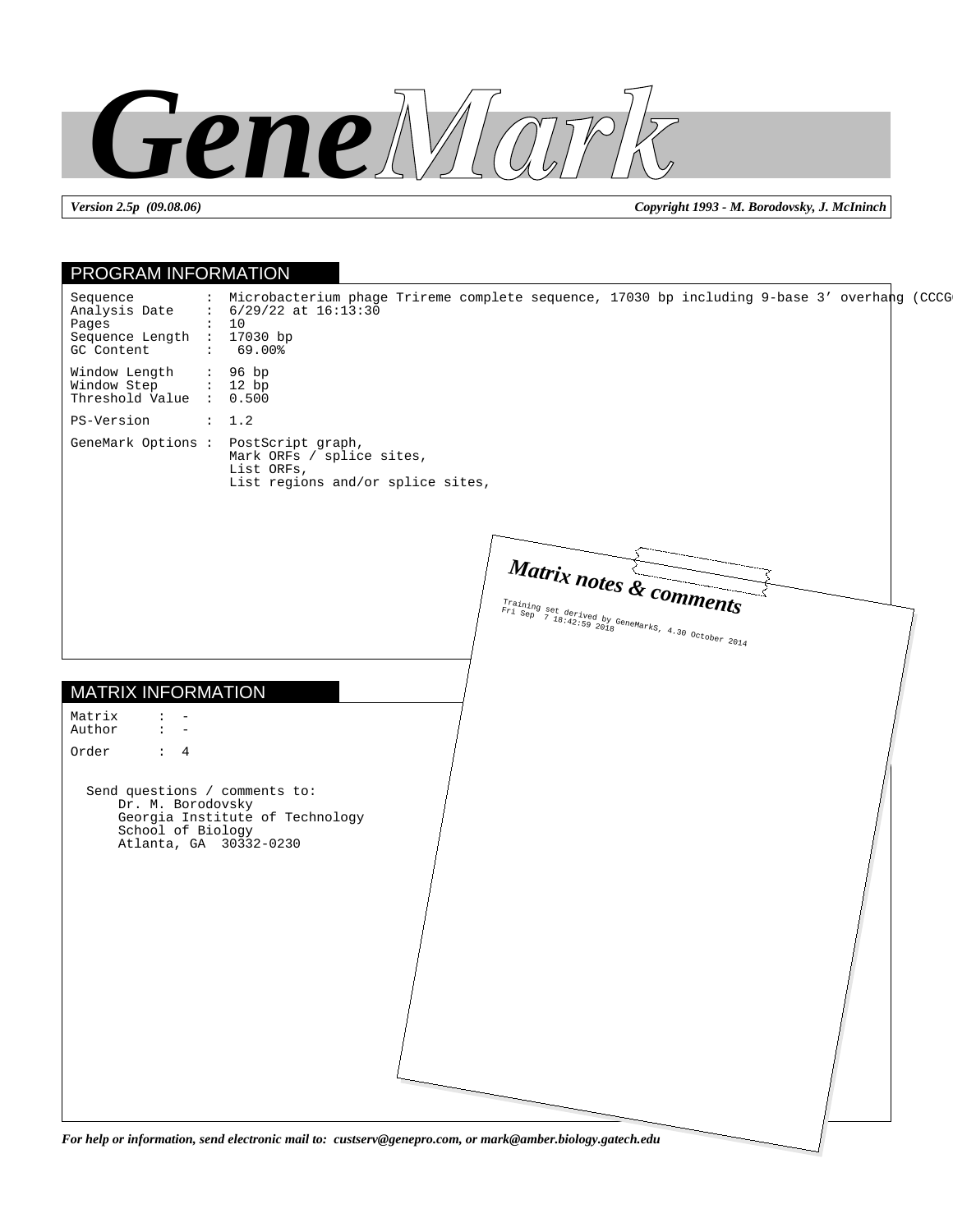# GeneMark

*Version 2.5p (09.08.06)* *Copyright 1993 - M. Borodovsky, J. McIninch*

## PROGRAM INFORMATION

```
Sequence         :  Microbacterium phage Trireme complete sequence, 17030 bp including 9-base 3' overhang (CCCG
Analysis Date    :  6/29/22 at 16:13:30
Pages            :  10
Sequence Length  :  17030 bp
GC Content       :   69.00%

Window Length    :  96 bp
Window Step      :  12 bp
Threshold Value  :  0.500

PS-Version       :  1.2

GeneMark Options :  PostScript graph,
                    Mark ORFs / splice sites,
                    List ORFs,
                    List regions and/or splice sites,
```

### Matrix notes & comments

Training set derived by GeneMarkS, 4.30 October 2014
Fri Sep 7 18:42:59 2018

## MATRIX INFORMATION

```
Matrix     :  -
Author     :  -

Order      :  4
```

Send questions / comments to:
Dr. M. Borodovsky
Georgia Institute of Technology
School of Biology
Atlanta, GA 30332-0230

*For help or information, send electronic mail to: custserv@genepro.com, or mark@amber.biology.gatech.edu*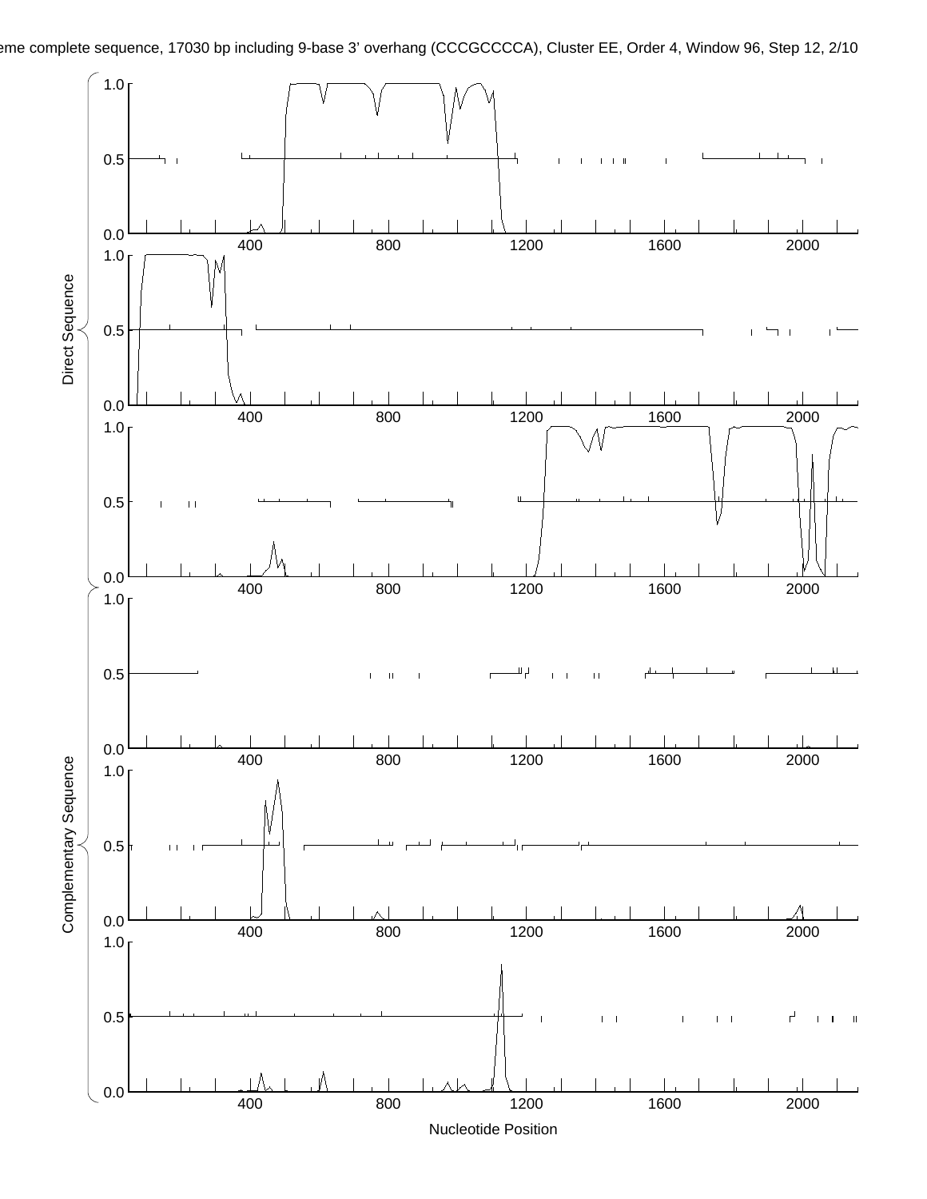eme complete sequence, 17030 bp including 9-base 3' overhang (CCCGCCCCA), Cluster EE, Order 4, Window 96, Step 12, 2/10

Direct Sequence

Complementary Sequence

Nucleotide Position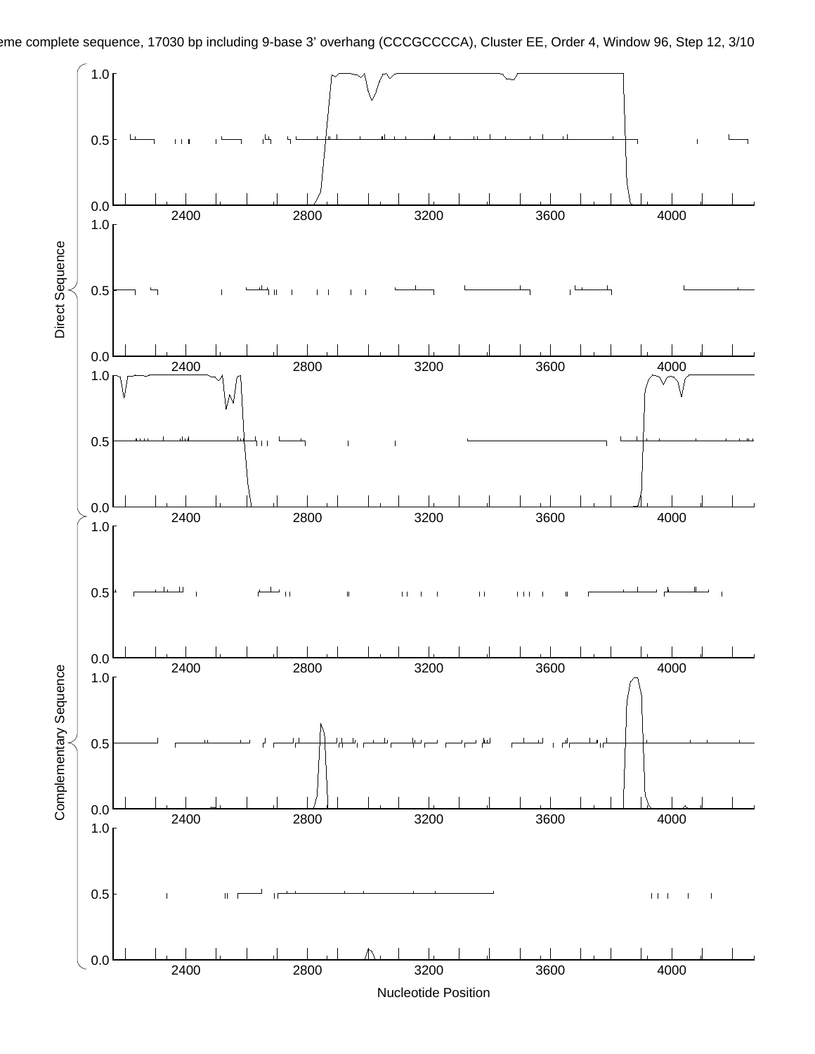eme complete sequence, 17030 bp including 9-base 3' overhang (CCCGCCCCA), Cluster EE, Order 4, Window 96, Step 12, 3/10

Direct Sequence

Complementary Sequence

Nucleotide Position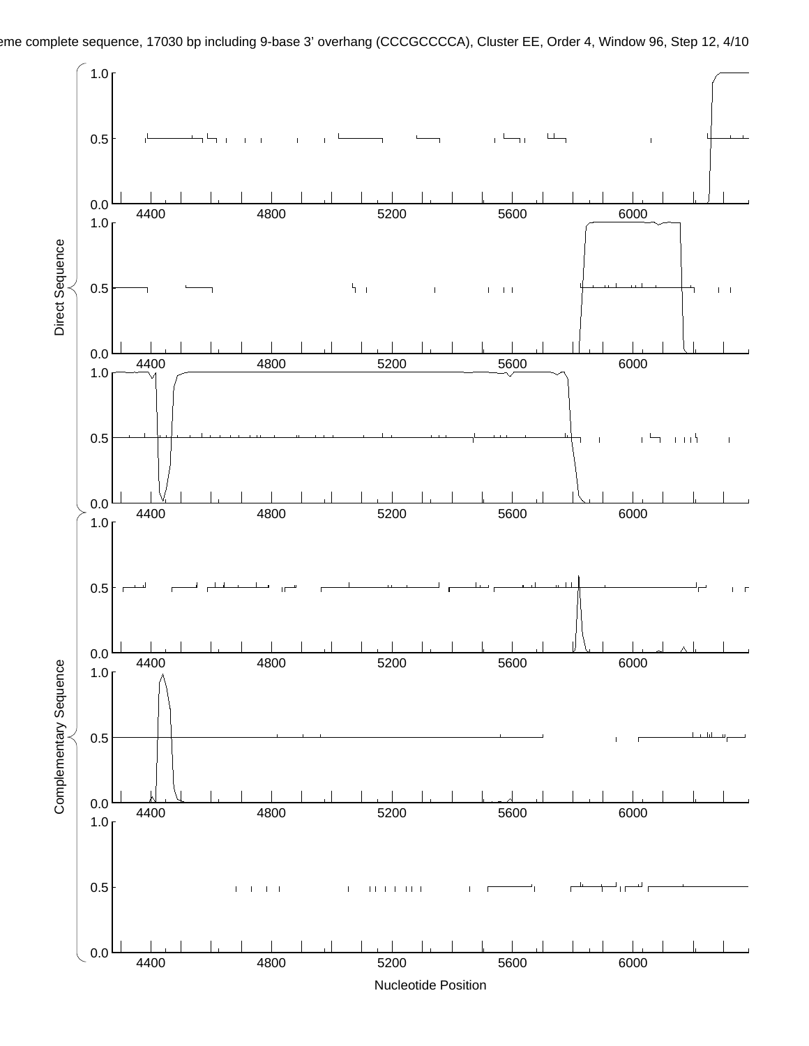eme complete sequence, 17030 bp including 9-base 3' overhang (CCCGCCCCA), Cluster EE, Order 4, Window 96, Step 12, 4/10

Direct Sequence

Complementary Sequence

Nucleotide Position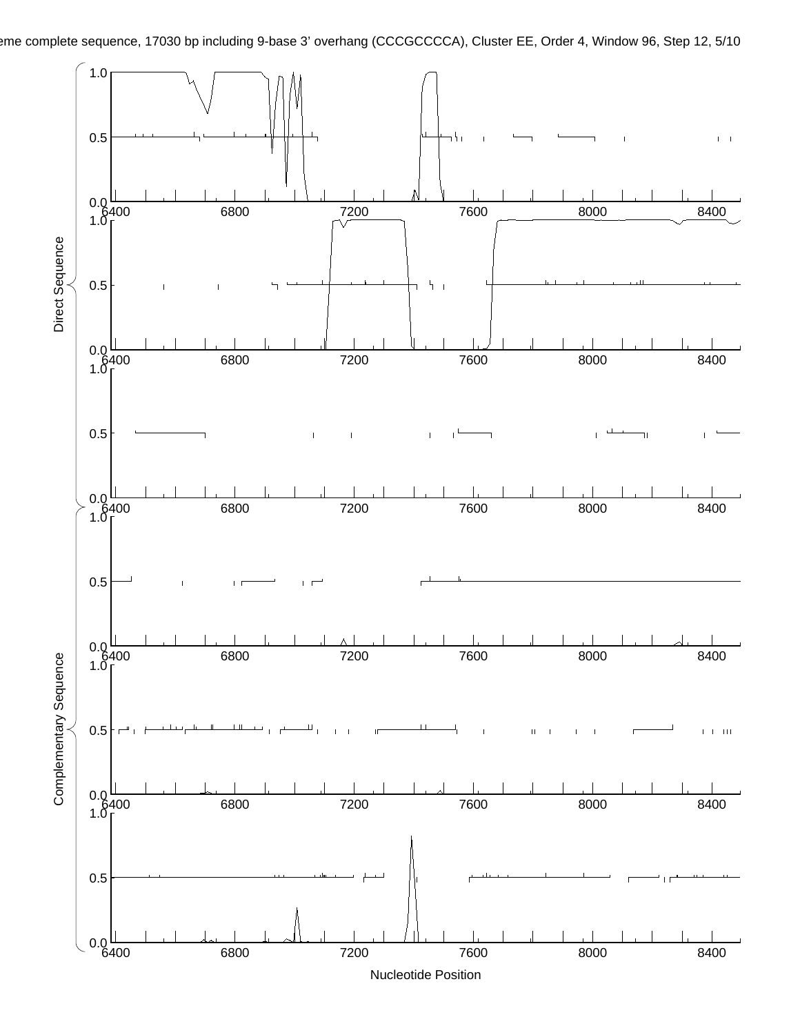eme complete sequence, 17030 bp including 9-base 3' overhang (CCCGCCCCA), Cluster EE, Order 4, Window 96, Step 12, 5/10

Direct Sequence

Complementary Sequence

Nucleotide Position

1.0
0.5
0.0
6400 6800 7200 7600 8000 8400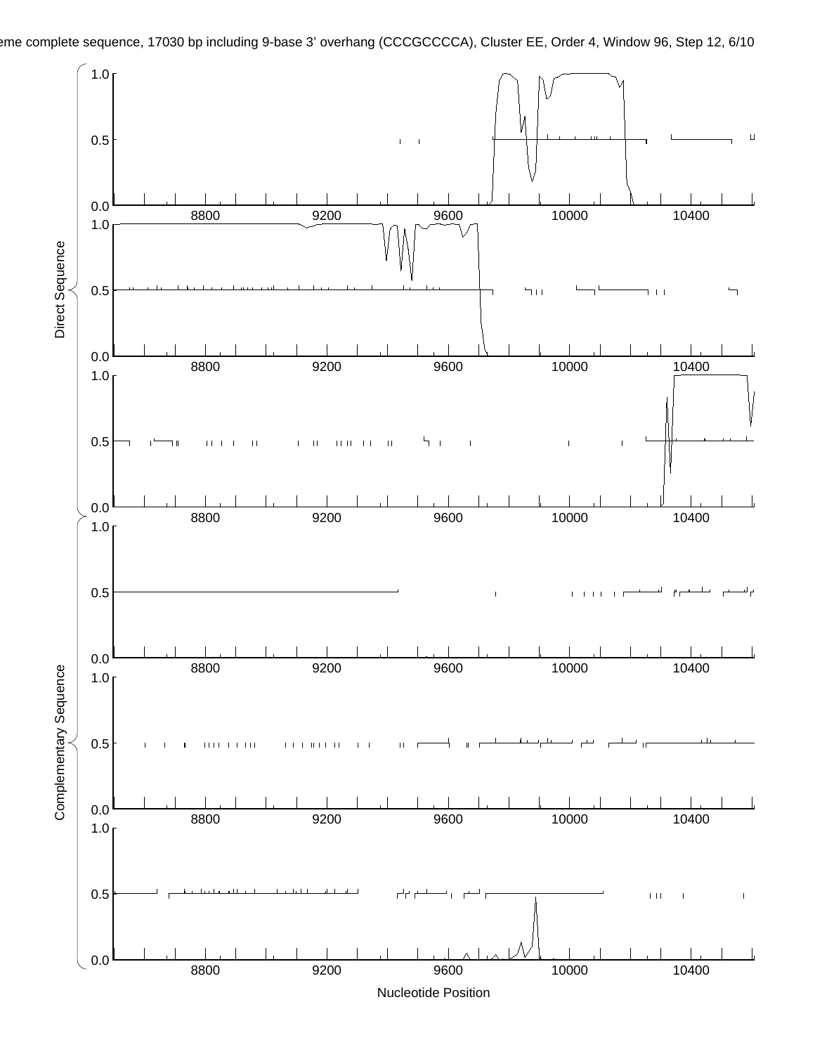eme complete sequence, 17030 bp including 9-base 3' overhang (CCCGCCCCA), Cluster EE, Order 4, Window 96, Step 12, 6/10

Direct Sequence

Complementary Sequence

Nucleotide Position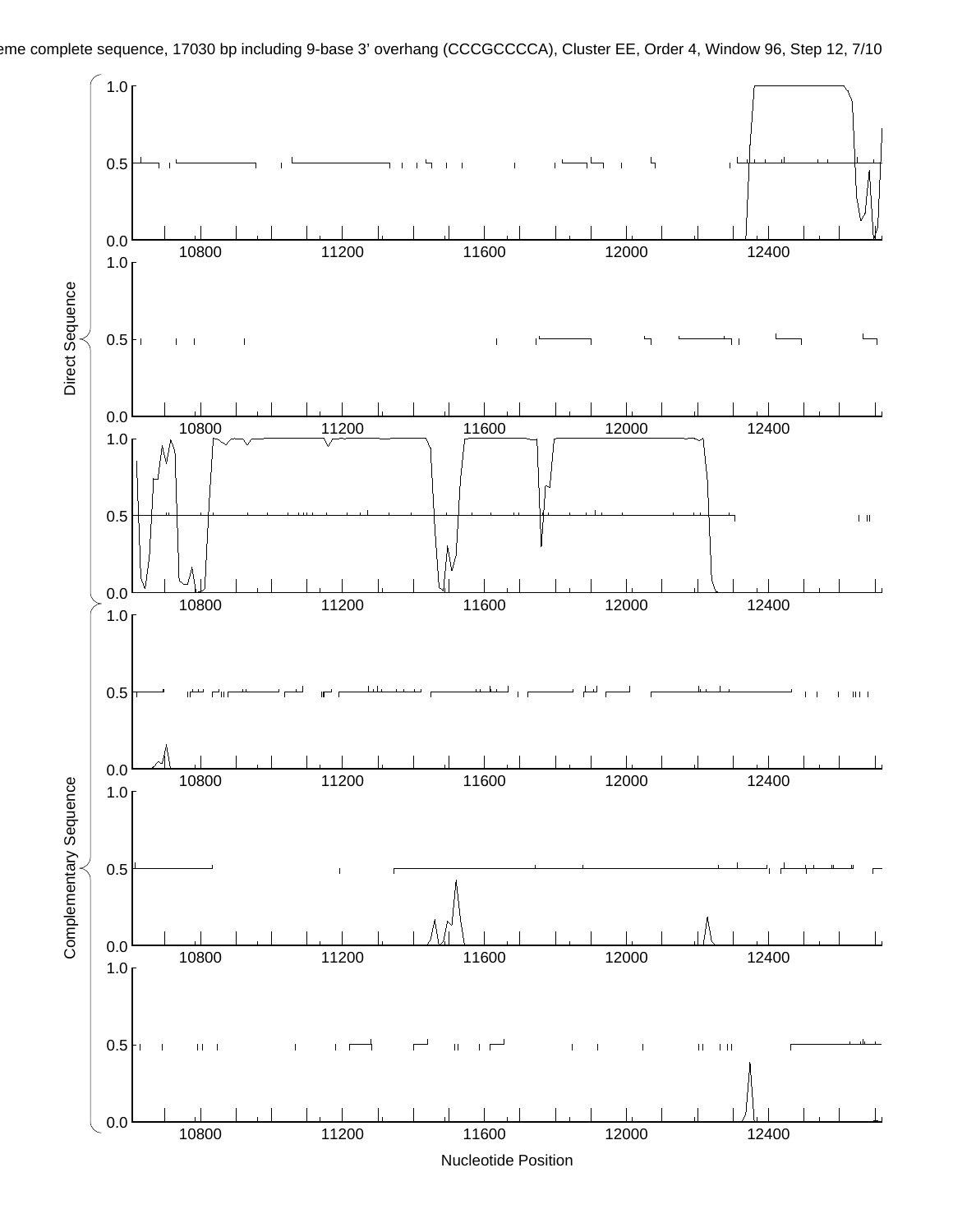eme complete sequence, 17030 bp including 9-base 3' overhang (CCCGCCCCA), Cluster EE, Order 4, Window 96, Step 12, 7/10

Direct Sequence

Complementary Sequence

Nucleotide Position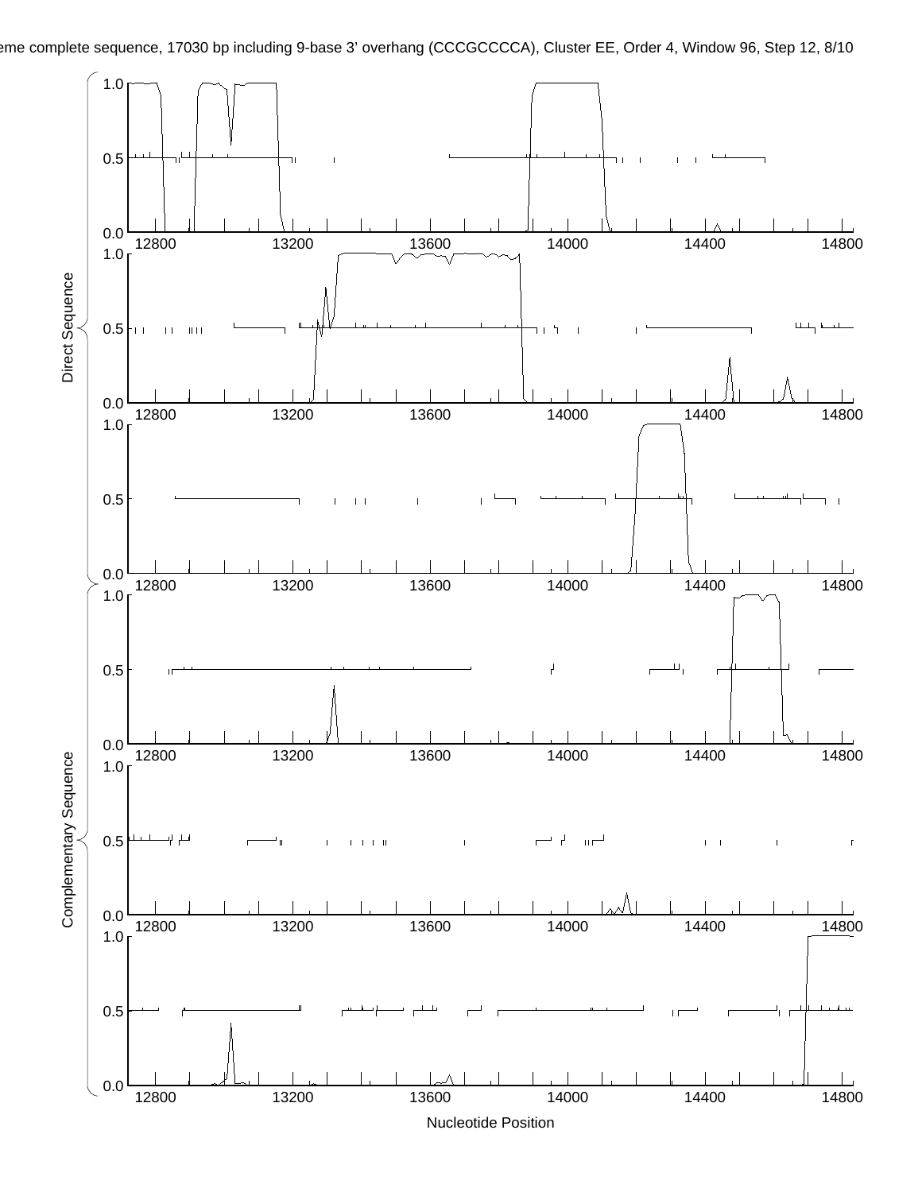eme complete sequence, 17030 bp including 9-base 3' overhang (CCCGCCCCA), Cluster EE, Order 4, Window 96, Step 12, 8/10

Direct Sequence

Complementary Sequence

Nucleotide Position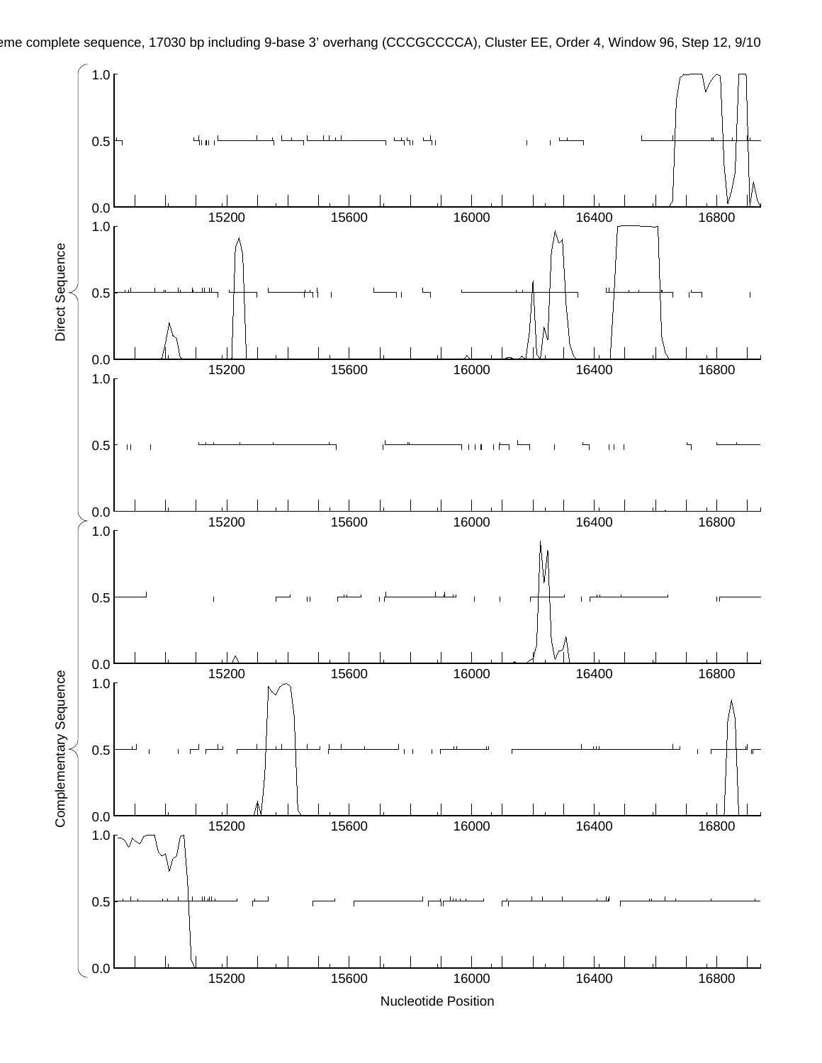eme complete sequence, 17030 bp including 9-base 3' overhang (CCCGCCCCA), Cluster EE, Order 4, Window 96, Step 12, 9/10

Direct Sequence

Complementary Sequence

Nucleotide Position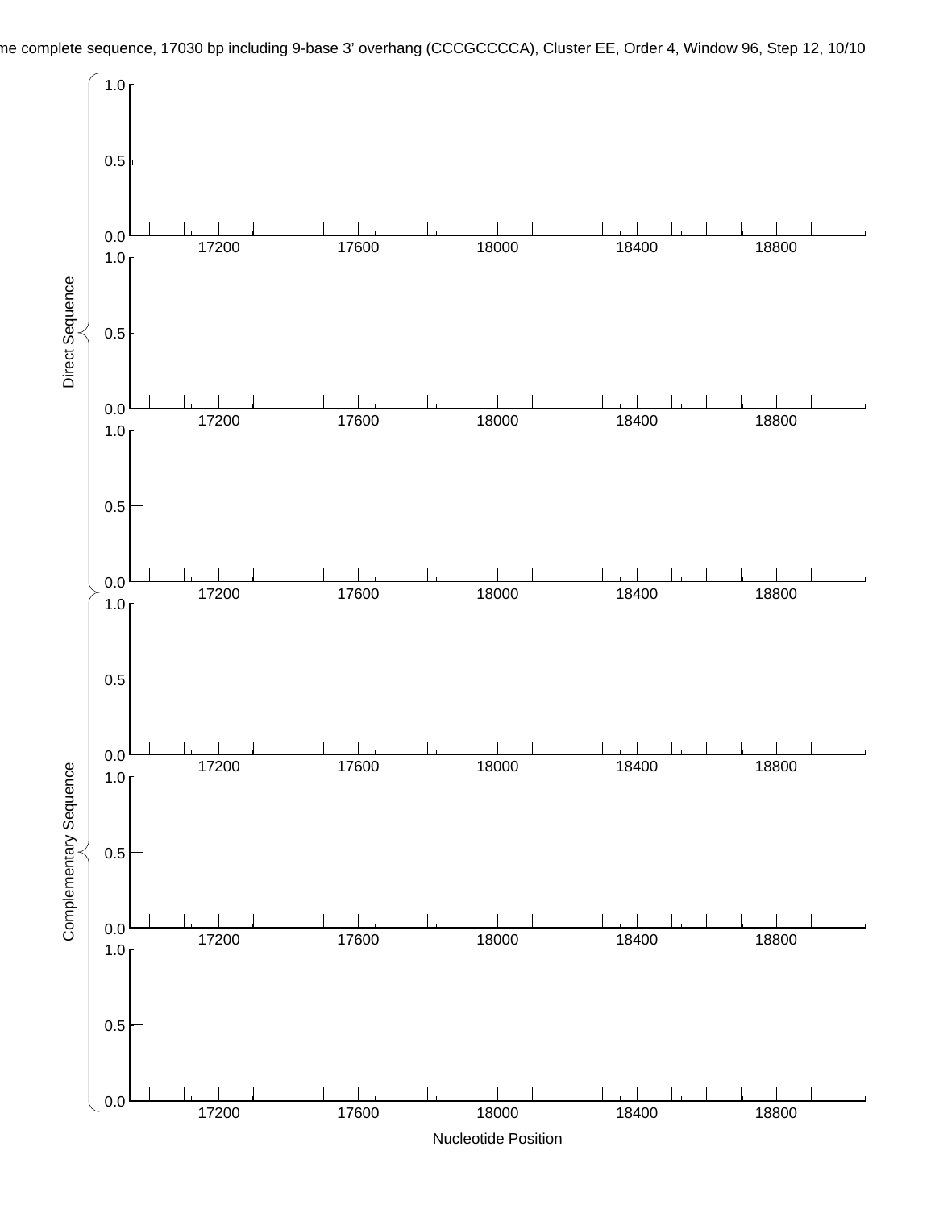me complete sequence, 17030 bp including 9-base 3' overhang (CCCGCCCCA), Cluster EE, Order 4, Window 96, Step 12, 10/10

Direct Sequence

1.0
0.5
0.0
17200 17600 18000 18400 18800

1.0
0.5
0.0
17200 17600 18000 18400 18800

1.0
0.5
0.0
17200 17600 18000 18400 18800

Complementary Sequence

1.0
0.5
0.0
17200 17600 18000 18400 18800

1.0
0.5
0.0
17200 17600 18000 18400 18800

1.0
0.5
0.0
17200 17600 18000 18400 18800

Nucleotide Position